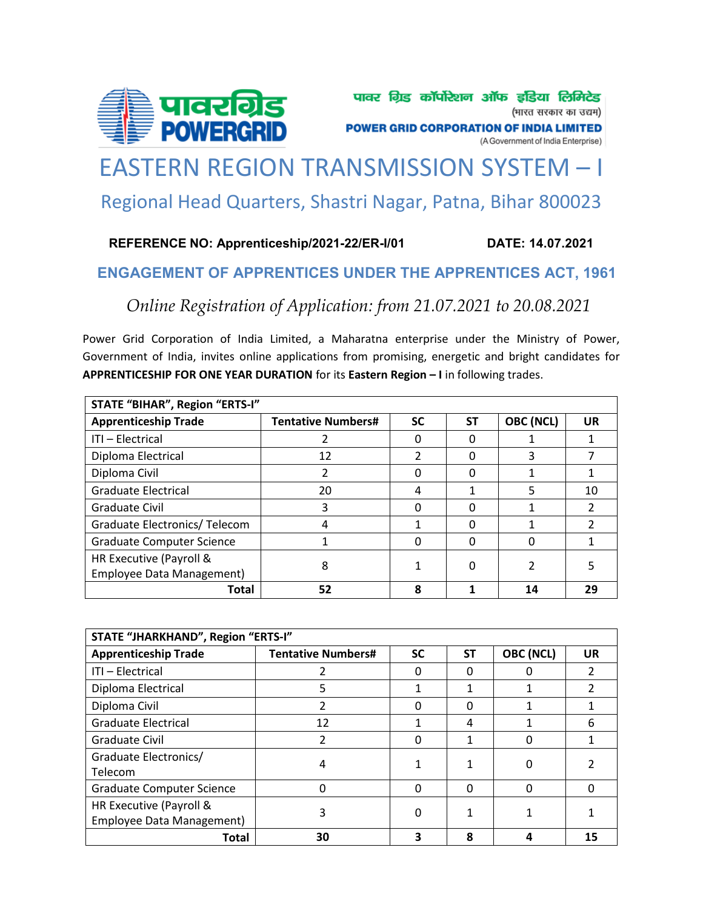पावर ग्रिड कॉर्पोरेशन ऑफ इंडिया लिमिटेड
(भारत सरकार का उद्यम)
**POWER GRID CORPORATION OF INDIA LIMITED**
(A Government of India Enterprise)

# EASTERN REGION TRANSMISSION SYSTEM – I

## Regional Head Quarters, Shastri Nagar, Patna, Bihar 800023

**REFERENCE NO: Apprenticeship/2021-22/ER-I/01** **DATE: 14.07.2021**

## ENGAGEMENT OF APPRENTICES UNDER THE APPRENTICES ACT, 1961

*Online Registration of Application: from 21.07.2021 to 20.08.2021*

Power Grid Corporation of India Limited, a Maharatna enterprise under the Ministry of Power, Government of India, invites online applications from promising, energetic and bright candidates for **APPRENTICESHIP FOR ONE YEAR DURATION** for its **Eastern Region – I** in following trades.

| **STATE "BIHAR", Region "ERTS-I"** | | | | | |
|---|---|---|---|---|---|
| **Apprenticeship Trade** | **Tentative Numbers#** | **SC** | **ST** | **OBC (NCL)** | **UR** |
| ITI – Electrical | 2 | 0 | 0 | 1 | 1 |
| Diploma Electrical | 12 | 2 | 0 | 3 | 7 |
| Diploma Civil | 2 | 0 | 0 | 1 | 1 |
| Graduate Electrical | 20 | 4 | 1 | 5 | 10 |
| Graduate Civil | 3 | 0 | 0 | 1 | 2 |
| Graduate Electronics/ Telecom | 4 | 1 | 0 | 1 | 2 |
| Graduate Computer Science | 1 | 0 | 0 | 0 | 1 |
| HR Executive (Payroll & Employee Data Management) | 8 | 1 | 0 | 2 | 5 |
| **Total** | **52** | **8** | **1** | **14** | **29** |

| **STATE "JHARKHAND", Region "ERTS-I"** | | | | | |
|---|---|---|---|---|---|
| **Apprenticeship Trade** | **Tentative Numbers#** | **SC** | **ST** | **OBC (NCL)** | **UR** |
| ITI – Electrical | 2 | 0 | 0 | 0 | 2 |
| Diploma Electrical | 5 | 1 | 1 | 1 | 2 |
| Diploma Civil | 2 | 0 | 0 | 1 | 1 |
| Graduate Electrical | 12 | 1 | 4 | 1 | 6 |
| Graduate Civil | 2 | 0 | 1 | 0 | 1 |
| Graduate Electronics/ Telecom | 4 | 1 | 1 | 0 | 2 |
| Graduate Computer Science | 0 | 0 | 0 | 0 | 0 |
| HR Executive (Payroll & Employee Data Management) | 3 | 0 | 1 | 1 | 1 |
| **Total** | **30** | **3** | **8** | **4** | **15** |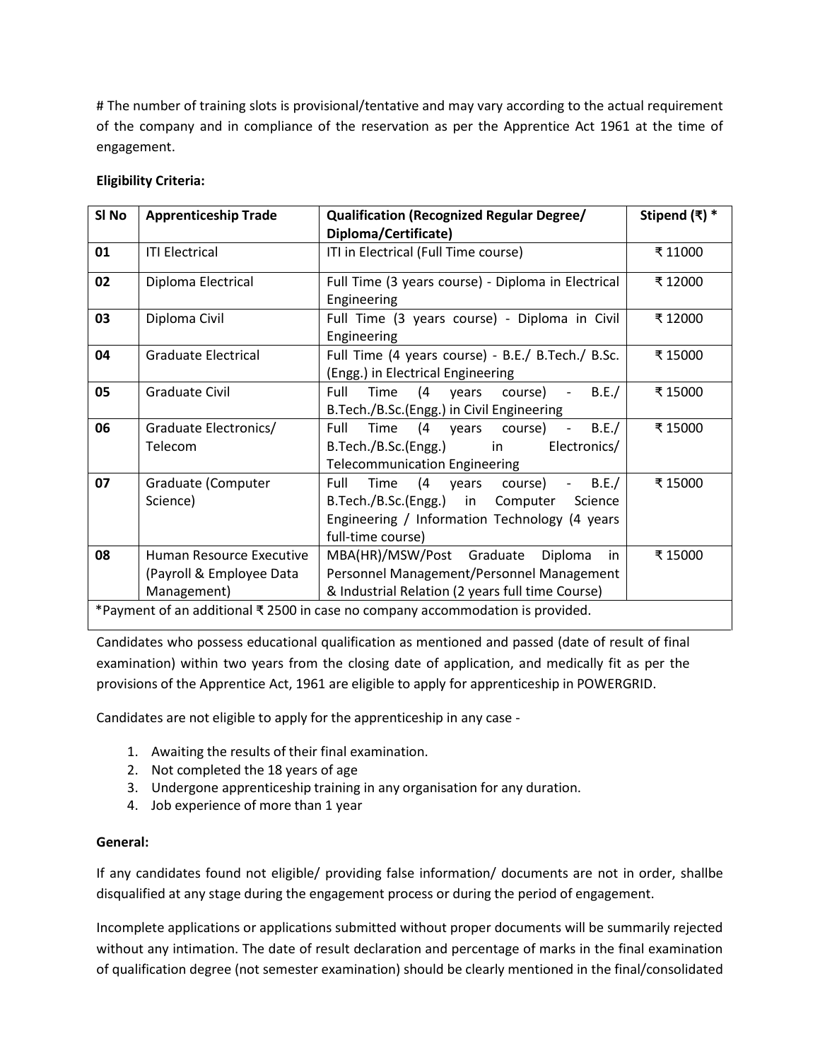# The number of training slots is provisional/tentative and may vary according to the actual requirement of the company and in compliance of the reservation as per the Apprentice Act 1961 at the time of engagement.

**Eligibility Criteria:**

| Sl No | Apprenticeship Trade | Qualification (Recognized Regular Degree/ Diploma/Certificate) | Stipend (₹) * |
|---|---|---|---|
| **01** | ITI Electrical | ITI in Electrical (Full Time course) | ₹ 11000 |
| **02** | Diploma Electrical | Full Time (3 years course) - Diploma in Electrical Engineering | ₹ 12000 |
| **03** | Diploma Civil | Full Time (3 years course) - Diploma in Civil Engineering | ₹ 12000 |
| **04** | Graduate Electrical | Full Time (4 years course) - B.E./ B.Tech./ B.Sc. (Engg.) in Electrical Engineering | ₹ 15000 |
| **05** | Graduate Civil | Full Time (4 years course) - B.E./ B.Tech./B.Sc.(Engg.) in Civil Engineering | ₹ 15000 |
| **06** | Graduate Electronics/ Telecom | Full Time (4 years course) - B.E./ B.Tech./B.Sc.(Engg.) in Electronics/ Telecommunication Engineering | ₹ 15000 |
| **07** | Graduate (Computer Science) | Full Time (4 years course) - B.E./ B.Tech./B.Sc.(Engg.) in Computer Science Engineering / Information Technology (4 years full-time course) | ₹ 15000 |
| **08** | Human Resource Executive (Payroll & Employee Data Management) | MBA(HR)/MSW/Post Graduate Diploma in Personnel Management/Personnel Management & Industrial Relation (2 years full time Course) | ₹ 15000 |
| *Payment of an additional ₹ 2500 in case no company accommodation is provided. | | | |

Candidates who possess educational qualification as mentioned and passed (date of result of final examination) within two years from the closing date of application, and medically fit as per the provisions of the Apprentice Act, 1961 are eligible to apply for apprenticeship in POWERGRID.

Candidates are not eligible to apply for the apprenticeship in any case -

1. Awaiting the results of their final examination.
2. Not completed the 18 years of age
3. Undergone apprenticeship training in any organisation for any duration.
4. Job experience of more than 1 year

**General:**

If any candidates found not eligible/ providing false information/ documents are not in order, shallbe disqualified at any stage during the engagement process or during the period of engagement.

Incomplete applications or applications submitted without proper documents will be summarily rejected without any intimation. The date of result declaration and percentage of marks in the final examination of qualification degree (not semester examination) should be clearly mentioned in the final/consolidated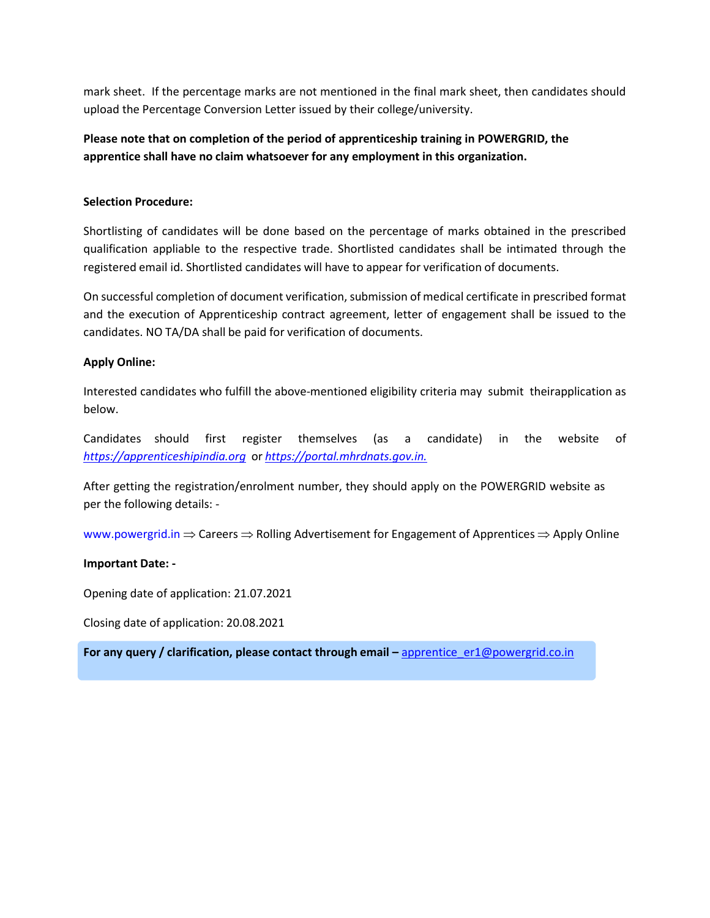mark sheet. If the percentage marks are not mentioned in the final mark sheet, then candidates should upload the Percentage Conversion Letter issued by their college/university.

**Please note that on completion of the period of apprenticeship training in POWERGRID, the apprentice shall have no claim whatsoever for any employment in this organization.**

**Selection Procedure:**

Shortlisting of candidates will be done based on the percentage of marks obtained in the prescribed qualification appliable to the respective trade. Shortlisted candidates shall be intimated through the registered email id. Shortlisted candidates will have to appear for verification of documents.

On successful completion of document verification, submission of medical certificate in prescribed format and the execution of Apprenticeship contract agreement, letter of engagement shall be issued to the candidates. NO TA/DA shall be paid for verification of documents.

**Apply Online:**

Interested candidates who fulfill the above-mentioned eligibility criteria may submit theirapplication as below.

Candidates should first register themselves (as a candidate) in the website of *https://apprenticeshipindia.org* or *https://portal.mhrdnats.gov.in.*

After getting the registration/enrolment number, they should apply on the POWERGRID website as per the following details: -

www.powergrid.in ⇒ Careers ⇒ Rolling Advertisement for Engagement of Apprentices ⇒ Apply Online

**Important Date: -**

Opening date of application: 21.07.2021

Closing date of application: 20.08.2021

**For any query / clarification, please contact through email –** apprentice_er1@powergrid.co.in